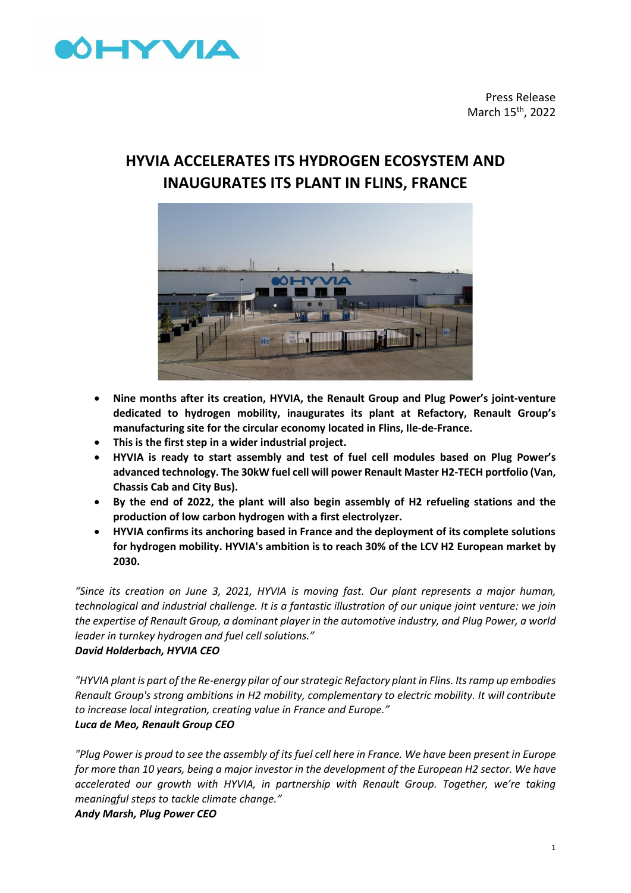Press Release
March 15th, 2022

# HYVIA ACCELERATES ITS HYDROGEN ECOSYSTEM AND INAUGURATES ITS PLANT IN FLINS, FRANCE

- **Nine months after its creation, HYVIA, the Renault Group and Plug Power's joint-venture dedicated to hydrogen mobility, inaugurates its plant at Refactory, Renault Group's manufacturing site for the circular economy located in Flins, Ile-de-France.**
- **This is the first step in a wider industrial project.**
- **HYVIA is ready to start assembly and test of fuel cell modules based on Plug Power's advanced technology. The 30kW fuel cell will power Renault Master H2-TECH portfolio (Van, Chassis Cab and City Bus).**
- **By the end of 2022, the plant will also begin assembly of H2 refueling stations and the production of low carbon hydrogen with a first electrolyzer.**
- **HYVIA confirms its anchoring based in France and the deployment of its complete solutions for hydrogen mobility. HYVIA's ambition is to reach 30% of the LCV H2 European market by 2030.**

*"Since its creation on June 3, 2021, HYVIA is moving fast. Our plant represents a major human, technological and industrial challenge. It is a fantastic illustration of our unique joint venture: we join the expertise of Renault Group, a dominant player in the automotive industry, and Plug Power, a world leader in turnkey hydrogen and fuel cell solutions."*
***David Holderbach, HYVIA CEO***

*"HYVIA plant is part of the Re-energy pilar of our strategic Refactory plant in Flins. Its ramp up embodies Renault Group's strong ambitions in H2 mobility, complementary to electric mobility. It will contribute to increase local integration, creating value in France and Europe."*
***Luca de Meo, Renault Group CEO***

*"Plug Power is proud to see the assembly of its fuel cell here in France. We have been present in Europe for more than 10 years, being a major investor in the development of the European H2 sector. We have accelerated our growth with HYVIA, in partnership with Renault Group. Together, we're taking meaningful steps to tackle climate change."*
***Andy Marsh, Plug Power CEO***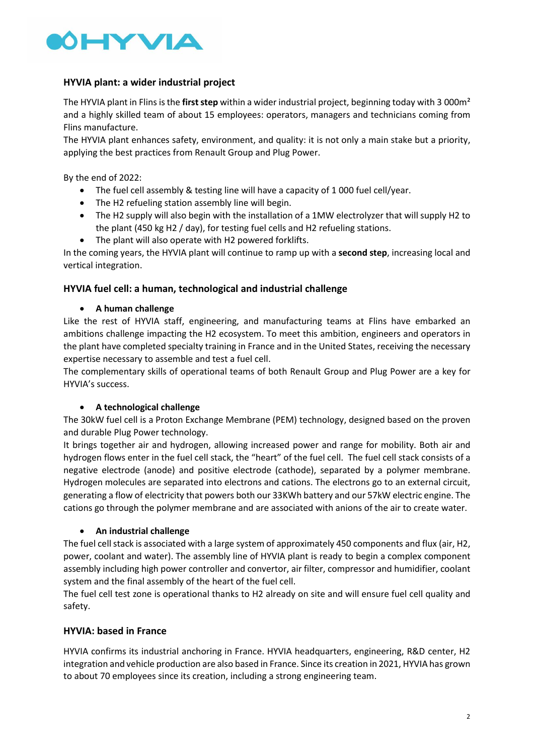## HYVIA plant: a wider industrial project

The HYVIA plant in Flins is the **first step** within a wider industrial project, beginning today with 3 000m² and a highly skilled team of about 15 employees: operators, managers and technicians coming from Flins manufacture.

The HYVIA plant enhances safety, environment, and quality: it is not only a main stake but a priority, applying the best practices from Renault Group and Plug Power.

By the end of 2022:

- The fuel cell assembly & testing line will have a capacity of 1 000 fuel cell/year.
- The H2 refueling station assembly line will begin.
- The H2 supply will also begin with the installation of a 1MW electrolyzer that will supply H2 to the plant (450 kg H2 / day), for testing fuel cells and H2 refueling stations.
- The plant will also operate with H2 powered forklifts.

In the coming years, the HYVIA plant will continue to ramp up with a **second step**, increasing local and vertical integration.

## HYVIA fuel cell: a human, technological and industrial challenge

- **A human challenge**

Like the rest of HYVIA staff, engineering, and manufacturing teams at Flins have embarked an ambitions challenge impacting the H2 ecosystem. To meet this ambition, engineers and operators in the plant have completed specialty training in France and in the United States, receiving the necessary expertise necessary to assemble and test a fuel cell.

The complementary skills of operational teams of both Renault Group and Plug Power are a key for HYVIA's success.

- **A technological challenge**

The 30kW fuel cell is a Proton Exchange Membrane (PEM) technology, designed based on the proven and durable Plug Power technology.

It brings together air and hydrogen, allowing increased power and range for mobility. Both air and hydrogen flows enter in the fuel cell stack, the "heart" of the fuel cell. The fuel cell stack consists of a negative electrode (anode) and positive electrode (cathode), separated by a polymer membrane. Hydrogen molecules are separated into electrons and cations. The electrons go to an external circuit, generating a flow of electricity that powers both our 33KWh battery and our 57kW electric engine. The cations go through the polymer membrane and are associated with anions of the air to create water.

- **An industrial challenge**

The fuel cell stack is associated with a large system of approximately 450 components and flux (air, H2, power, coolant and water). The assembly line of HYVIA plant is ready to begin a complex component assembly including high power controller and convertor, air filter, compressor and humidifier, coolant system and the final assembly of the heart of the fuel cell.

The fuel cell test zone is operational thanks to H2 already on site and will ensure fuel cell quality and safety.

## HYVIA: based in France

HYVIA confirms its industrial anchoring in France. HYVIA headquarters, engineering, R&D center, H2 integration and vehicle production are also based in France. Since its creation in 2021, HYVIA has grown to about 70 employees since its creation, including a strong engineering team.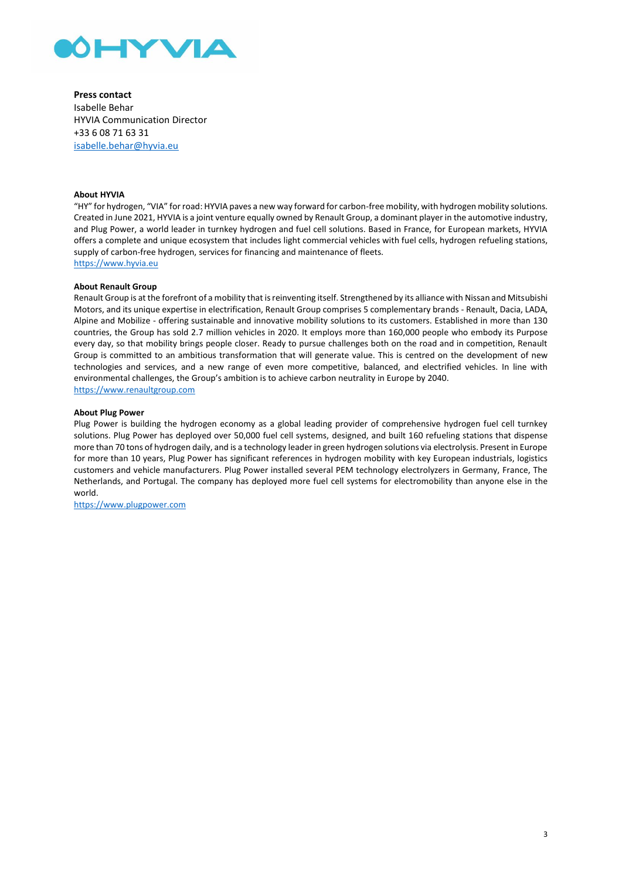**Press contact**
Isabelle Behar
HYVIA Communication Director
+33 6 08 71 63 31
isabelle.behar@hyvia.eu

**About HYVIA**

"HY" for hydrogen, "VIA" for road: HYVIA paves a new way forward for carbon-free mobility, with hydrogen mobility solutions. Created in June 2021, HYVIA is a joint venture equally owned by Renault Group, a dominant player in the automotive industry, and Plug Power, a world leader in turnkey hydrogen and fuel cell solutions. Based in France, for European markets, HYVIA offers a complete and unique ecosystem that includes light commercial vehicles with fuel cells, hydrogen refueling stations, supply of carbon-free hydrogen, services for financing and maintenance of fleets.
https://www.hyvia.eu

**About Renault Group**

Renault Group is at the forefront of a mobility that is reinventing itself. Strengthened by its alliance with Nissan and Mitsubishi Motors, and its unique expertise in electrification, Renault Group comprises 5 complementary brands - Renault, Dacia, LADA, Alpine and Mobilize - offering sustainable and innovative mobility solutions to its customers. Established in more than 130 countries, the Group has sold 2.7 million vehicles in 2020. It employs more than 160,000 people who embody its Purpose every day, so that mobility brings people closer. Ready to pursue challenges both on the road and in competition, Renault Group is committed to an ambitious transformation that will generate value. This is centred on the development of new technologies and services, and a new range of even more competitive, balanced, and electrified vehicles. In line with environmental challenges, the Group's ambition is to achieve carbon neutrality in Europe by 2040.
https://www.renaultgroup.com

**About Plug Power**

Plug Power is building the hydrogen economy as a global leading provider of comprehensive hydrogen fuel cell turnkey solutions. Plug Power has deployed over 50,000 fuel cell systems, designed, and built 160 refueling stations that dispense more than 70 tons of hydrogen daily, and is a technology leader in green hydrogen solutions via electrolysis. Present in Europe for more than 10 years, Plug Power has significant references in hydrogen mobility with key European industrials, logistics customers and vehicle manufacturers. Plug Power installed several PEM technology electrolyzers in Germany, France, The Netherlands, and Portugal. The company has deployed more fuel cell systems for electromobility than anyone else in the world.
https://www.plugpower.com